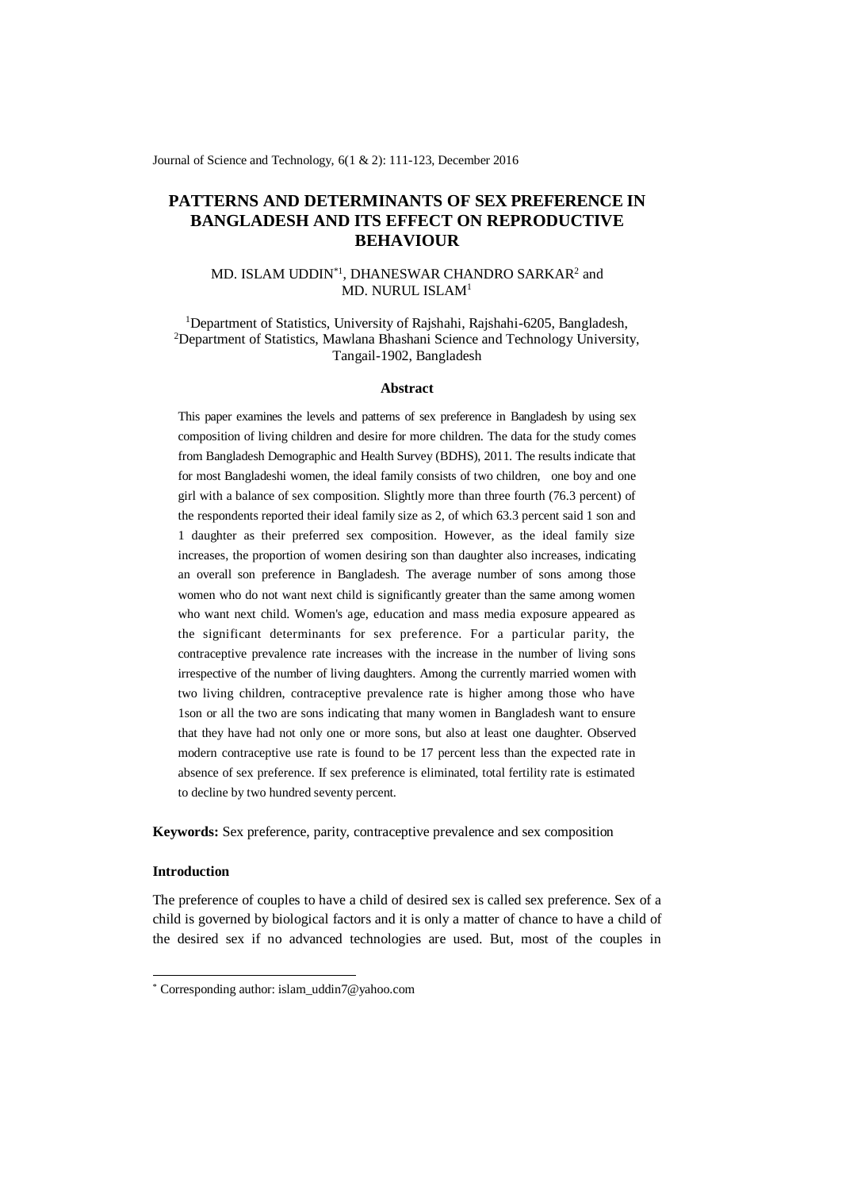# PATTERNS AND DETERMINANTS OF SEX PREFERENCE IN BANGLADESH AND ITS EFFECT ON REPRODUCTIVE BEHAVIOUR

MD. ISLAM UDDIN[*1], DHANESWAR CHANDRO SARKAR[2] and MD. NURUL ISLAM[1]

[1]Department of Statistics, University of Rajshahi, Rajshahi-6205, Bangladesh,
[2]Department of Statistics, Mawlana Bhashani Science and Technology University, Tangail-1902, Bangladesh

### Abstract

This paper examines the levels and patterns of sex preference in Bangladesh by using sex composition of living children and desire for more children. The data for the study comes from Bangladesh Demographic and Health Survey (BDHS), 2011. The results indicate that for most Bangladeshi women, the ideal family consists of two children, one boy and one girl with a balance of sex composition. Slightly more than three fourth (76.3 percent) of the respondents reported their ideal family size as 2, of which 63.3 percent said 1 son and 1 daughter as their preferred sex composition. However, as the ideal family size increases, the proportion of women desiring son than daughter also increases, indicating an overall son preference in Bangladesh. The average number of sons among those women who do not want next child is significantly greater than the same among women who want next child. Women's age, education and mass media exposure appeared as the significant determinants for sex preference. For a particular parity, the contraceptive prevalence rate increases with the increase in the number of living sons irrespective of the number of living daughters. Among the currently married women with two living children, contraceptive prevalence rate is higher among those who have 1son or all the two are sons indicating that many women in Bangladesh want to ensure that they have had not only one or more sons, but also at least one daughter. Observed modern contraceptive use rate is found to be 17 percent less than the expected rate in absence of sex preference. If sex preference is eliminated, total fertility rate is estimated to decline by two hundred seventy percent.

**Keywords:** Sex preference, parity, contraceptive prevalence and sex composition

### Introduction

The preference of couples to have a child of desired sex is called sex preference. Sex of a child is governed by biological factors and it is only a matter of chance to have a child of the desired sex if no advanced technologies are used. But, most of the couples in

[*] Corresponding author: islam_uddin7@yahoo.com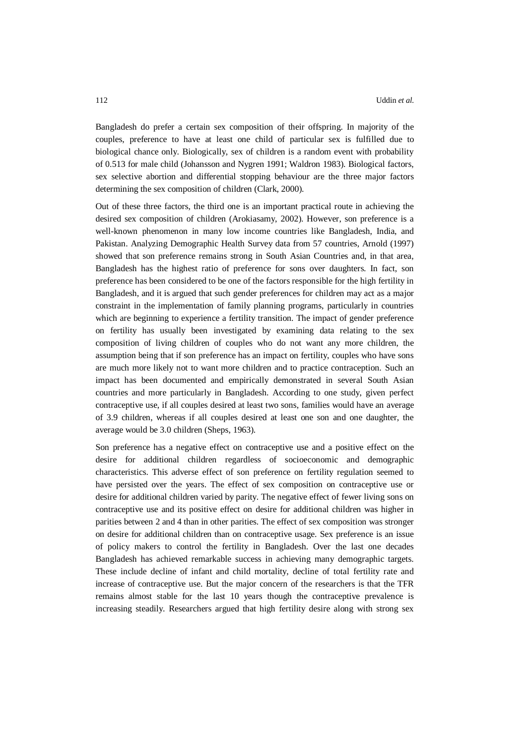Bangladesh do prefer a certain sex composition of their offspring. In majority of the couples, preference to have at least one child of particular sex is fulfilled due to biological chance only. Biologically, sex of children is a random event with probability of 0.513 for male child (Johansson and Nygren 1991; Waldron 1983). Biological factors, sex selective abortion and differential stopping behaviour are the three major factors determining the sex composition of children (Clark, 2000).

Out of these three factors, the third one is an important practical route in achieving the desired sex composition of children (Arokiasamy, 2002). However, son preference is a well-known phenomenon in many low income countries like Bangladesh, India, and Pakistan. Analyzing Demographic Health Survey data from 57 countries, Arnold (1997) showed that son preference remains strong in South Asian Countries and, in that area, Bangladesh has the highest ratio of preference for sons over daughters. In fact, son preference has been considered to be one of the factors responsible for the high fertility in Bangladesh, and it is argued that such gender preferences for children may act as a major constraint in the implementation of family planning programs, particularly in countries which are beginning to experience a fertility transition. The impact of gender preference on fertility has usually been investigated by examining data relating to the sex composition of living children of couples who do not want any more children, the assumption being that if son preference has an impact on fertility, couples who have sons are much more likely not to want more children and to practice contraception. Such an impact has been documented and empirically demonstrated in several South Asian countries and more particularly in Bangladesh. According to one study, given perfect contraceptive use, if all couples desired at least two sons, families would have an average of 3.9 children, whereas if all couples desired at least one son and one daughter, the average would be 3.0 children (Sheps, 1963).

Son preference has a negative effect on contraceptive use and a positive effect on the desire for additional children regardless of socioeconomic and demographic characteristics. This adverse effect of son preference on fertility regulation seemed to have persisted over the years. The effect of sex composition on contraceptive use or desire for additional children varied by parity. The negative effect of fewer living sons on contraceptive use and its positive effect on desire for additional children was higher in parities between 2 and 4 than in other parities. The effect of sex composition was stronger on desire for additional children than on contraceptive usage. Sex preference is an issue of policy makers to control the fertility in Bangladesh. Over the last one decades Bangladesh has achieved remarkable success in achieving many demographic targets. These include decline of infant and child mortality, decline of total fertility rate and increase of contraceptive use. But the major concern of the researchers is that the TFR remains almost stable for the last 10 years though the contraceptive prevalence is increasing steadily. Researchers argued that high fertility desire along with strong sex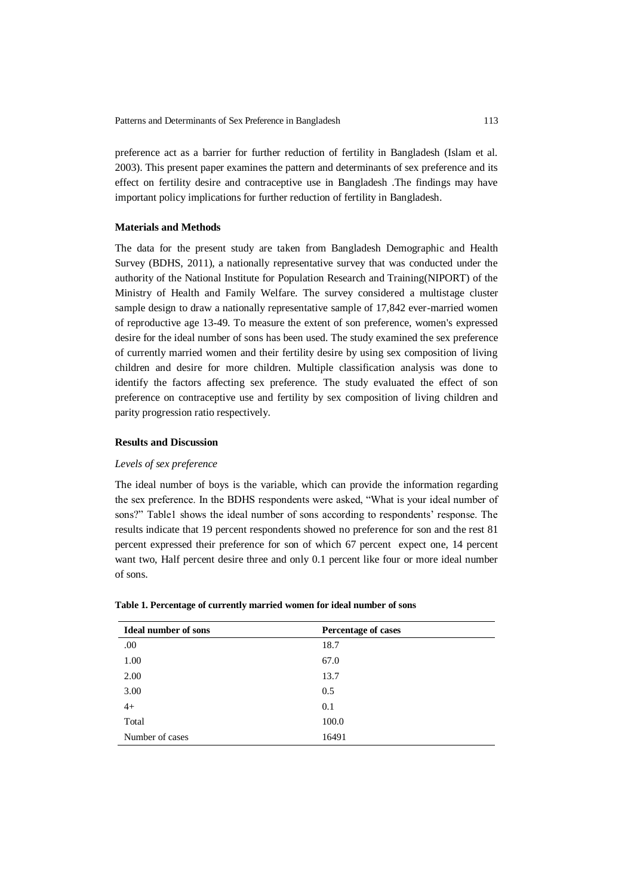preference act as a barrier for further reduction of fertility in Bangladesh (Islam et al. 2003). This present paper examines the pattern and determinants of sex preference and its effect on fertility desire and contraceptive use in Bangladesh .The findings may have important policy implications for further reduction of fertility in Bangladesh.

**Materials and Methods**

The data for the present study are taken from Bangladesh Demographic and Health Survey (BDHS, 2011), a nationally representative survey that was conducted under the authority of the National Institute for Population Research and Training(NIPORT) of the Ministry of Health and Family Welfare. The survey considered a multistage cluster sample design to draw a nationally representative sample of 17,842 ever-married women of reproductive age 13-49. To measure the extent of son preference, women's expressed desire for the ideal number of sons has been used. The study examined the sex preference of currently married women and their fertility desire by using sex composition of living children and desire for more children. Multiple classification analysis was done to identify the factors affecting sex preference. The study evaluated the effect of son preference on contraceptive use and fertility by sex composition of living children and parity progression ratio respectively.

**Results and Discussion**

*Levels of sex preference*

The ideal number of boys is the variable, which can provide the information regarding the sex preference. In the BDHS respondents were asked, "What is your ideal number of sons?" Table1 shows the ideal number of sons according to respondents' response. The results indicate that 19 percent respondents showed no preference for son and the rest 81 percent expressed their preference for son of which 67 percent expect one, 14 percent want two, Half percent desire three and only 0.1 percent like four or more ideal number of sons.

**Table 1. Percentage of currently married women for ideal number of sons**

| Ideal number of sons | Percentage of cases |
|---|---|
| .00 | 18.7 |
| 1.00 | 67.0 |
| 2.00 | 13.7 |
| 3.00 | 0.5 |
| 4+ | 0.1 |
| Total | 100.0 |
| Number of cases | 16491 |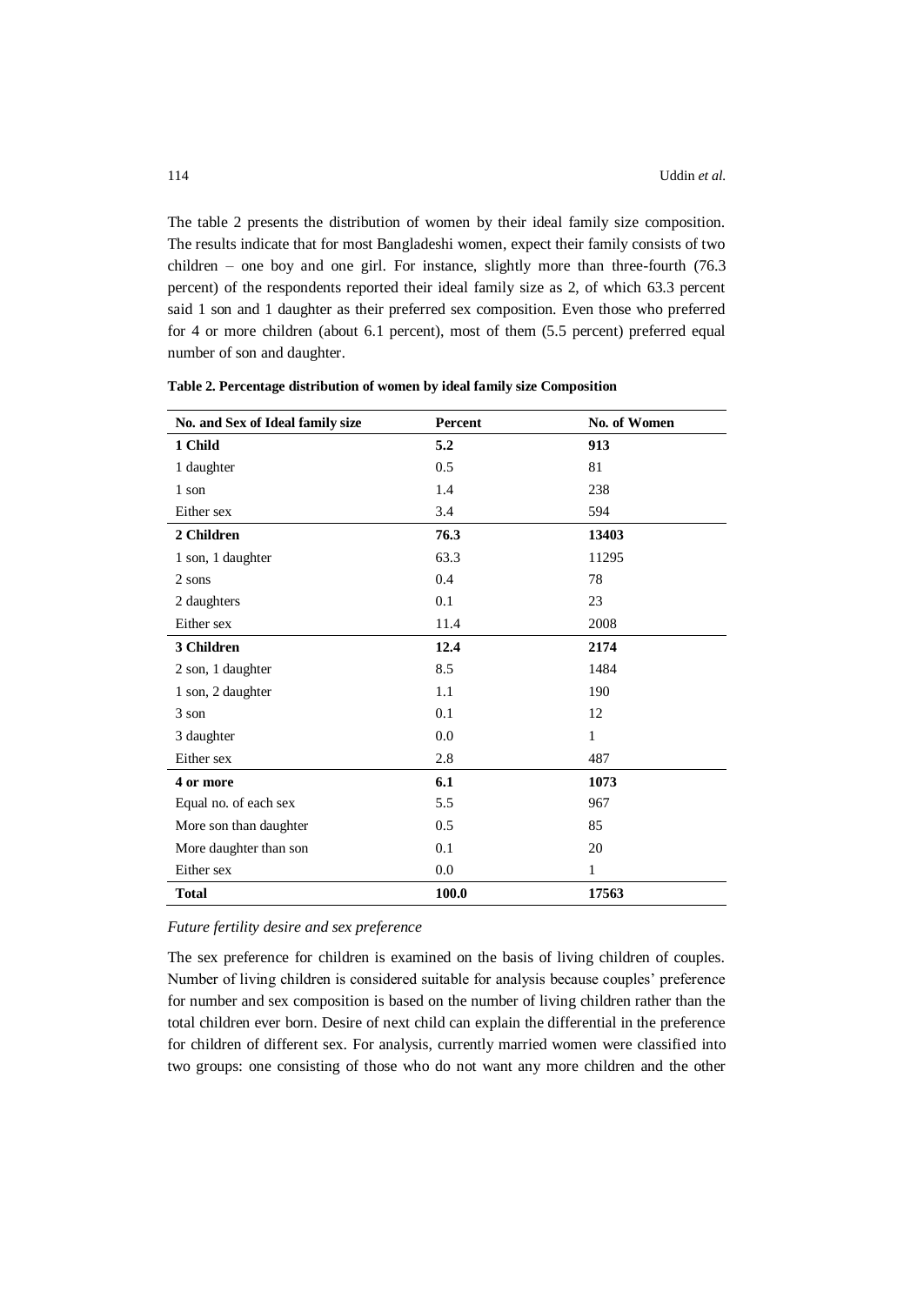The table 2 presents the distribution of women by their ideal family size composition. The results indicate that for most Bangladeshi women, expect their family consists of two children – one boy and one girl. For instance, slightly more than three-fourth (76.3 percent) of the respondents reported their ideal family size as 2, of which 63.3 percent said 1 son and 1 daughter as their preferred sex composition. Even those who preferred for 4 or more children (about 6.1 percent), most of them (5.5 percent) preferred equal number of son and daughter.

**Table 2. Percentage distribution of women by ideal family size Composition**

| No. and Sex of Ideal family size | Percent | No. of Women |
|---|---|---|
| **1 Child** | **5.2** | **913** |
| 1 daughter | 0.5 | 81 |
| 1 son | 1.4 | 238 |
| Either sex | 3.4 | 594 |
| **2 Children** | **76.3** | **13403** |
| 1 son, 1 daughter | 63.3 | 11295 |
| 2 sons | 0.4 | 78 |
| 2 daughters | 0.1 | 23 |
| Either sex | 11.4 | 2008 |
| **3 Children** | **12.4** | **2174** |
| 2 son, 1 daughter | 8.5 | 1484 |
| 1 son, 2 daughter | 1.1 | 190 |
| 3 son | 0.1 | 12 |
| 3 daughter | 0.0 | 1 |
| Either sex | 2.8 | 487 |
| **4 or more** | **6.1** | **1073** |
| Equal no. of each sex | 5.5 | 967 |
| More son than daughter | 0.5 | 85 |
| More daughter than son | 0.1 | 20 |
| Either sex | 0.0 | 1 |
| **Total** | **100.0** | **17563** |

*Future fertility desire and sex preference*

The sex preference for children is examined on the basis of living children of couples. Number of living children is considered suitable for analysis because couples' preference for number and sex composition is based on the number of living children rather than the total children ever born. Desire of next child can explain the differential in the preference for children of different sex. For analysis, currently married women were classified into two groups: one consisting of those who do not want any more children and the other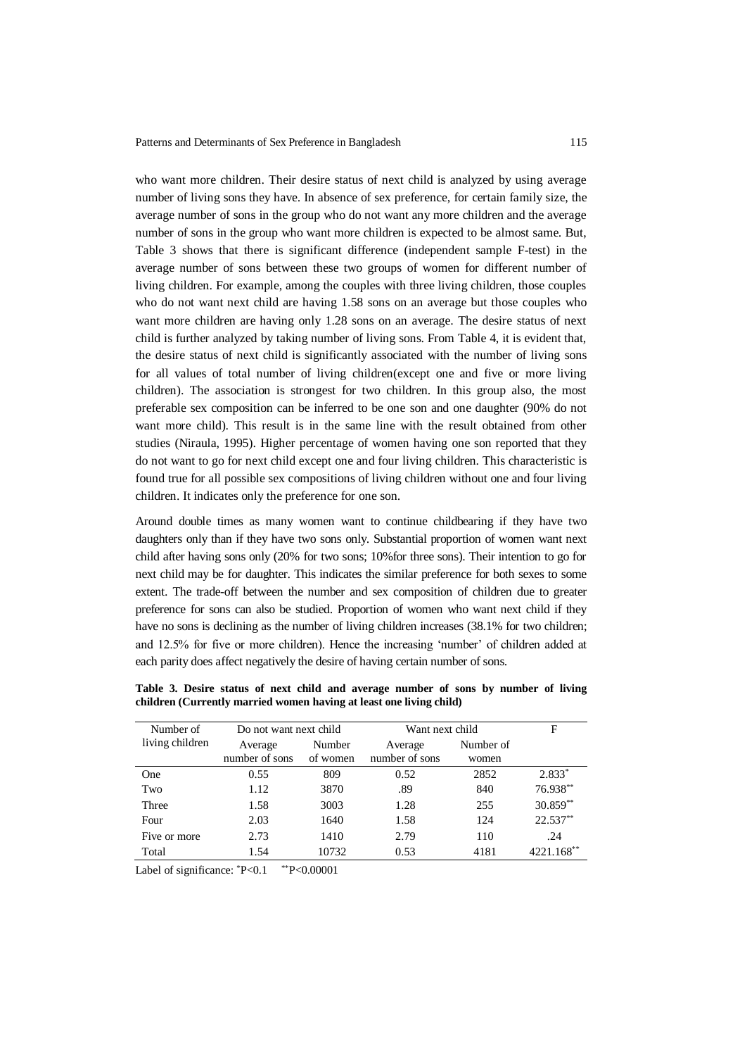who want more children. Their desire status of next child is analyzed by using average number of living sons they have. In absence of sex preference, for certain family size, the average number of sons in the group who do not want any more children and the average number of sons in the group who want more children is expected to be almost same. But, Table 3 shows that there is significant difference (independent sample F-test) in the average number of sons between these two groups of women for different number of living children. For example, among the couples with three living children, those couples who do not want next child are having 1.58 sons on an average but those couples who want more children are having only 1.28 sons on an average. The desire status of next child is further analyzed by taking number of living sons. From Table 4, it is evident that, the desire status of next child is significantly associated with the number of living sons for all values of total number of living children(except one and five or more living children). The association is strongest for two children. In this group also, the most preferable sex composition can be inferred to be one son and one daughter (90% do not want more child). This result is in the same line with the result obtained from other studies (Niraula, 1995). Higher percentage of women having one son reported that they do not want to go for next child except one and four living children. This characteristic is found true for all possible sex compositions of living children without one and four living children. It indicates only the preference for one son.

Around double times as many women want to continue childbearing if they have two daughters only than if they have two sons only. Substantial proportion of women want next child after having sons only (20% for two sons; 10%for three sons). Their intention to go for next child may be for daughter. This indicates the similar preference for both sexes to some extent. The trade-off between the number and sex composition of children due to greater preference for sons can also be studied. Proportion of women who want next child if they have no sons is declining as the number of living children increases (38.1% for two children; and 12.5% for five or more children). Hence the increasing 'number' of children added at each parity does affect negatively the desire of having certain number of sons.

**Table 3. Desire status of next child and average number of sons by number of living children (Currently married women having at least one living child)**

| Number of living children | Do not want next child | | Want next child | | F |
|---|---|---|---|---|---|
| | Average number of sons | Number of women | Average number of sons | Number of women | |
| One | 0.55 | 809 | 0.52 | 2852 | 2.833* |
| Two | 1.12 | 3870 | .89 | 840 | 76.938** |
| Three | 1.58 | 3003 | 1.28 | 255 | 30.859** |
| Four | 2.03 | 1640 | 1.58 | 124 | 22.537** |
| Five or more | 2.73 | 1410 | 2.79 | 110 | .24 |
| Total | 1.54 | 10732 | 0.53 | 4181 | 4221.168** |

Label of significance: *P<0.1 **P<0.00001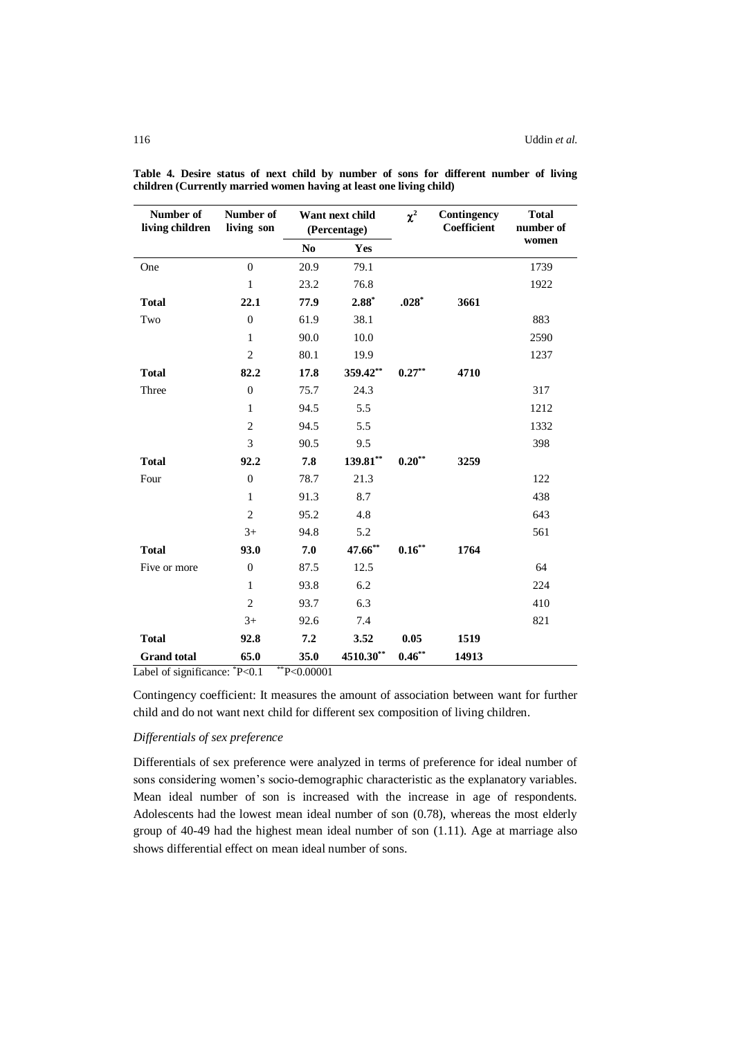**Table 4. Desire status of next child by number of sons for different number of living children (Currently married women having at least one living child)**

| Number of living children | Number of living son | Want next child (Percentage) | | $\chi^2$ | Contingency Coefficient | Total number of women |
|---|---|---|---|---|---|---|
| | | No | Yes | | | |
| One | 0 | 20.9 | 79.1 | | | 1739 |
| | 1 | 23.2 | 76.8 | | | 1922 |
| **Total** | **22.1** | **77.9** | **2.88*** | **.028*** | **3661** | |
| Two | 0 | 61.9 | 38.1 | | | 883 |
| | 1 | 90.0 | 10.0 | | | 2590 |
| | 2 | 80.1 | 19.9 | | | 1237 |
| **Total** | **82.2** | **17.8** | **359.42**** | **0.27**** | **4710** | |
| Three | 0 | 75.7 | 24.3 | | | 317 |
| | 1 | 94.5 | 5.5 | | | 1212 |
| | 2 | 94.5 | 5.5 | | | 1332 |
| | 3 | 90.5 | 9.5 | | | 398 |
| **Total** | **92.2** | **7.8** | **139.81**** | **0.20**** | **3259** | |
| Four | 0 | 78.7 | 21.3 | | | 122 |
| | 1 | 91.3 | 8.7 | | | 438 |
| | 2 | 95.2 | 4.8 | | | 643 |
| | 3+ | 94.8 | 5.2 | | | 561 |
| **Total** | **93.0** | **7.0** | **47.66**** | **0.16**** | **1764** | |
| Five or more | 0 | 87.5 | 12.5 | | | 64 |
| | 1 | 93.8 | 6.2 | | | 224 |
| | 2 | 93.7 | 6.3 | | | 410 |
| | 3+ | 92.6 | 7.4 | | | 821 |
| **Total** | **92.8** | **7.2** | **3.52** | **0.05** | **1519** | |
| **Grand total** | **65.0** | **35.0** | **4510.30**** | **0.46**** | **14913** | |

Label of significance: *P<0.1 **P<0.00001

Contingency coefficient: It measures the amount of association between want for further child and do not want next child for different sex composition of living children.

### *Differentials of sex preference*

Differentials of sex preference were analyzed in terms of preference for ideal number of sons considering women's socio-demographic characteristic as the explanatory variables. Mean ideal number of son is increased with the increase in age of respondents. Adolescents had the lowest mean ideal number of son (0.78), whereas the most elderly group of 40-49 had the highest mean ideal number of son (1.11). Age at marriage also shows differential effect on mean ideal number of sons.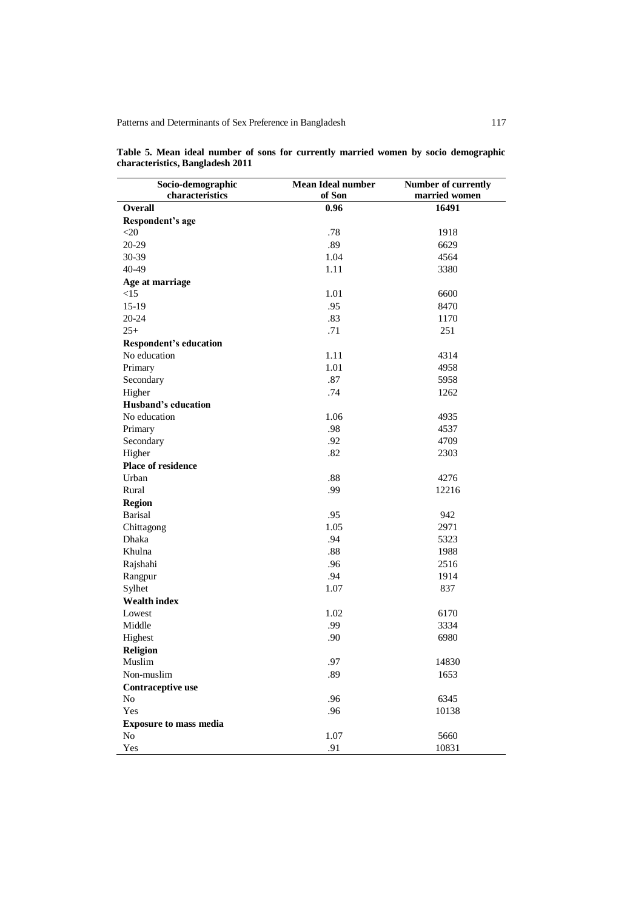**Table 5. Mean ideal number of sons for currently married women by socio demographic characteristics, Bangladesh 2011**

| Socio-demographic characteristics | Mean Ideal number of Son | Number of currently married women |
|---|---|---|
| **Overall** | **0.96** | **16491** |
| **Respondent's age** | | |
| <20 | .78 | 1918 |
| 20-29 | .89 | 6629 |
| 30-39 | 1.04 | 4564 |
| 40-49 | 1.11 | 3380 |
| **Age at marriage** | | |
| <15 | 1.01 | 6600 |
| 15-19 | .95 | 8470 |
| 20-24 | .83 | 1170 |
| 25+ | .71 | 251 |
| **Respondent's education** | | |
| No education | 1.11 | 4314 |
| Primary | 1.01 | 4958 |
| Secondary | .87 | 5958 |
| Higher | .74 | 1262 |
| **Husband's education** | | |
| No education | 1.06 | 4935 |
| Primary | .98 | 4537 |
| Secondary | .92 | 4709 |
| Higher | .82 | 2303 |
| **Place of residence** | | |
| Urban | .88 | 4276 |
| Rural | .99 | 12216 |
| **Region** | | |
| Barisal | .95 | 942 |
| Chittagong | 1.05 | 2971 |
| Dhaka | .94 | 5323 |
| Khulna | .88 | 1988 |
| Rajshahi | .96 | 2516 |
| Rangpur | .94 | 1914 |
| Sylhet | 1.07 | 837 |
| **Wealth index** | | |
| Lowest | 1.02 | 6170 |
| Middle | .99 | 3334 |
| Highest | .90 | 6980 |
| **Religion** | | |
| Muslim | .97 | 14830 |
| Non-muslim | .89 | 1653 |
| **Contraceptive use** | | |
| No | .96 | 6345 |
| Yes | .96 | 10138 |
| **Exposure to mass media** | | |
| No | 1.07 | 5660 |
| Yes | .91 | 10831 |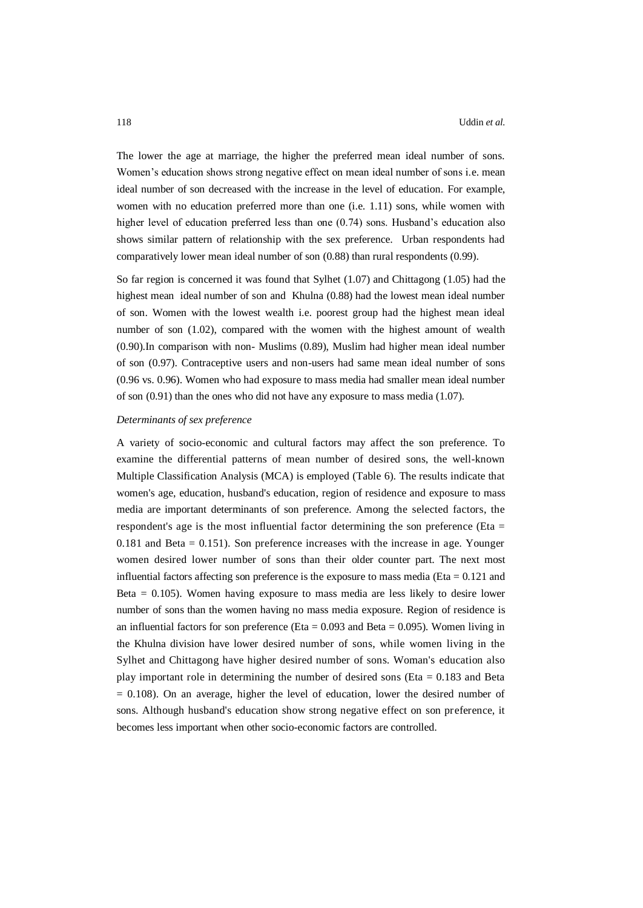The lower the age at marriage, the higher the preferred mean ideal number of sons. Women's education shows strong negative effect on mean ideal number of sons i.e. mean ideal number of son decreased with the increase in the level of education. For example, women with no education preferred more than one (i.e. 1.11) sons, while women with higher level of education preferred less than one (0.74) sons. Husband's education also shows similar pattern of relationship with the sex preference. Urban respondents had comparatively lower mean ideal number of son (0.88) than rural respondents (0.99).

So far region is concerned it was found that Sylhet (1.07) and Chittagong (1.05) had the highest mean ideal number of son and Khulna (0.88) had the lowest mean ideal number of son. Women with the lowest wealth i.e. poorest group had the highest mean ideal number of son (1.02), compared with the women with the highest amount of wealth (0.90).In comparison with non- Muslims (0.89), Muslim had higher mean ideal number of son (0.97). Contraceptive users and non-users had same mean ideal number of sons (0.96 vs. 0.96). Women who had exposure to mass media had smaller mean ideal number of son (0.91) than the ones who did not have any exposure to mass media (1.07).

*Determinants of sex preference*

A variety of socio-economic and cultural factors may affect the son preference. To examine the differential patterns of mean number of desired sons, the well-known Multiple Classification Analysis (MCA) is employed (Table 6). The results indicate that women's age, education, husband's education, region of residence and exposure to mass media are important determinants of son preference. Among the selected factors, the respondent's age is the most influential factor determining the son preference (Eta = 0.181 and Beta = 0.151). Son preference increases with the increase in age. Younger women desired lower number of sons than their older counter part. The next most influential factors affecting son preference is the exposure to mass media (Eta = 0.121 and Beta = 0.105). Women having exposure to mass media are less likely to desire lower number of sons than the women having no mass media exposure. Region of residence is an influential factors for son preference (Eta = 0.093 and Beta = 0.095). Women living in the Khulna division have lower desired number of sons, while women living in the Sylhet and Chittagong have higher desired number of sons. Woman's education also play important role in determining the number of desired sons (Eta = 0.183 and Beta = 0.108). On an average, higher the level of education, lower the desired number of sons. Although husband's education show strong negative effect on son preference, it becomes less important when other socio-economic factors are controlled.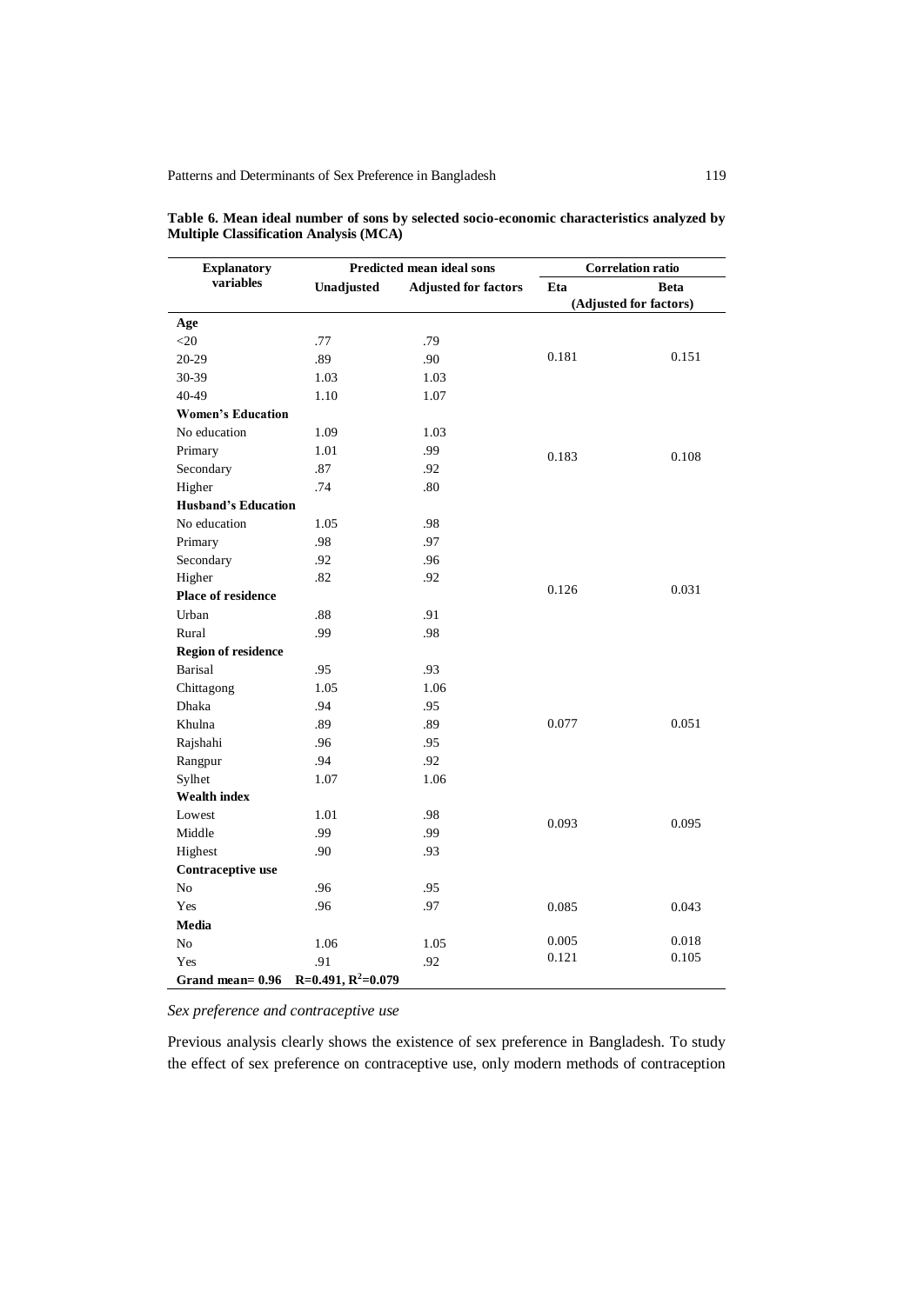**Table 6. Mean ideal number of sons by selected socio-economic characteristics analyzed by Multiple Classification Analysis (MCA)**

| Explanatory variables | Predicted mean ideal sons | | Correlation ratio | |
|---|---|---|---|---|
| | Unadjusted | Adjusted for factors | Eta | Beta (Adjusted for factors) |
| **Age** | | | | |
| <20 | .77 | .79 | | |
| 20-29 | .89 | .90 | 0.181 | 0.151 |
| 30-39 | 1.03 | 1.03 | | |
| 40-49 | 1.10 | 1.07 | | |
| **Women's Education** | | | | |
| No education | 1.09 | 1.03 | | |
| Primary | 1.01 | .99 | 0.183 | 0.108 |
| Secondary | .87 | .92 | | |
| Higher | .74 | .80 | | |
| **Husband's Education** | | | | |
| No education | 1.05 | .98 | | |
| Primary | .98 | .97 | | |
| Secondary | .92 | .96 | | |
| Higher | .82 | .92 | | |
| **Place of residence** | | | 0.126 | 0.031 |
| Urban | .88 | .91 | | |
| Rural | .99 | .98 | | |
| **Region of residence** | | | | |
| Barisal | .95 | .93 | | |
| Chittagong | 1.05 | 1.06 | | |
| Dhaka | .94 | .95 | | |
| Khulna | .89 | .89 | 0.077 | 0.051 |
| Rajshahi | .96 | .95 | | |
| Rangpur | .94 | .92 | | |
| Sylhet | 1.07 | 1.06 | | |
| **Wealth index** | | | | |
| Lowest | 1.01 | .98 | 0.093 | 0.095 |
| Middle | .99 | .99 | | |
| Highest | .90 | .93 | | |
| **Contraceptive use** | | | | |
| No | .96 | .95 | | |
| Yes | .96 | .97 | 0.085 | 0.043 |
| **Media** | | | | |
| No | 1.06 | 1.05 | 0.005 | 0.018 |
| Yes | .91 | .92 | 0.121 | 0.105 |
| **Grand mean= 0.96** | **R=0.491, $R^2$=0.079** | | | |

*Sex preference and contraceptive use*

Previous analysis clearly shows the existence of sex preference in Bangladesh. To study the effect of sex preference on contraceptive use, only modern methods of contraception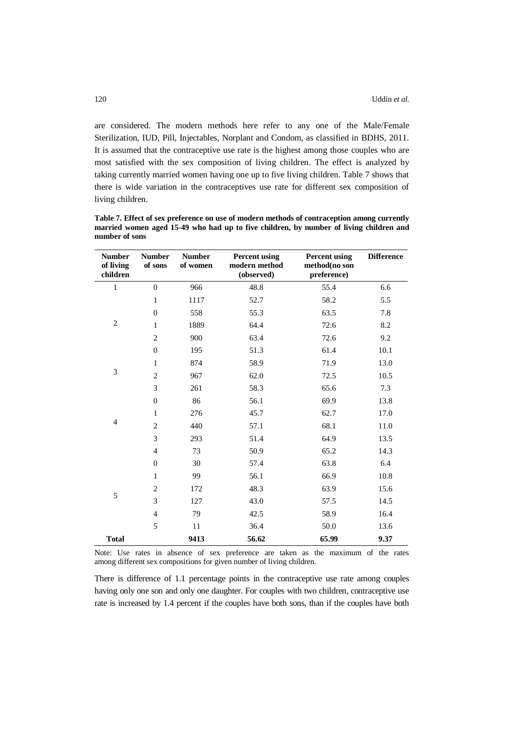are considered. The modern methods here refer to any one of the Male/Female Sterilization, IUD, Pill, Injectables, Norplant and Condom, as classified in BDHS, 2011. It is assumed that the contraceptive use rate is the highest among those couples who are most satisfied with the sex composition of living children. The effect is analyzed by taking currently married women having one up to five living children. Table 7 shows that there is wide variation in the contraceptives use rate for different sex composition of living children.

**Table 7. Effect of sex preference on use of modern methods of contraception among currently married women aged 15-49 who had up to five children, by number of living children and number of sons**

| Number of living children | Number of sons | Number of women | Percent using modern method (observed) | Percent using method(no son preference) | Difference |
|---|---|---|---|---|---|
| 1 | 0 | 966 | 48.8 | 55.4 | 6.6 |
| | 1 | 1117 | 52.7 | 58.2 | 5.5 |
| 2 | 0 | 558 | 55.3 | 63.5 | 7.8 |
| | 1 | 1889 | 64.4 | 72.6 | 8.2 |
| | 2 | 900 | 63.4 | 72.6 | 9.2 |
| 3 | 0 | 195 | 51.3 | 61.4 | 10.1 |
| | 1 | 874 | 58.9 | 71.9 | 13.0 |
| | 2 | 967 | 62.0 | 72.5 | 10.5 |
| | 3 | 261 | 58.3 | 65.6 | 7.3 |
| 4 | 0 | 86 | 56.1 | 69.9 | 13.8 |
| | 1 | 276 | 45.7 | 62.7 | 17.0 |
| | 2 | 440 | 57.1 | 68.1 | 11.0 |
| | 3 | 293 | 51.4 | 64.9 | 13.5 |
| | 4 | 73 | 50.9 | 65.2 | 14.3 |
| 5 | 0 | 30 | 57.4 | 63.8 | 6.4 |
| | 1 | 99 | 56.1 | 66.9 | 10.8 |
| | 2 | 172 | 48.3 | 63.9 | 15.6 |
| | 3 | 127 | 43.0 | 57.5 | 14.5 |
| | 4 | 79 | 42.5 | 58.9 | 16.4 |
| | 5 | 11 | 36.4 | 50.0 | 13.6 |
| **Total** | | **9413** | **56.62** | **65.99** | **9.37** |

Note: Use rates in absence of sex preference are taken as the maximum of the rates among different sex compositions for given number of living children.

There is difference of 1.1 percentage points in the contraceptive use rate among couples having only one son and only one daughter. For couples with two children, contraceptive use rate is increased by 1.4 percent if the couples have both sons, than if the couples have both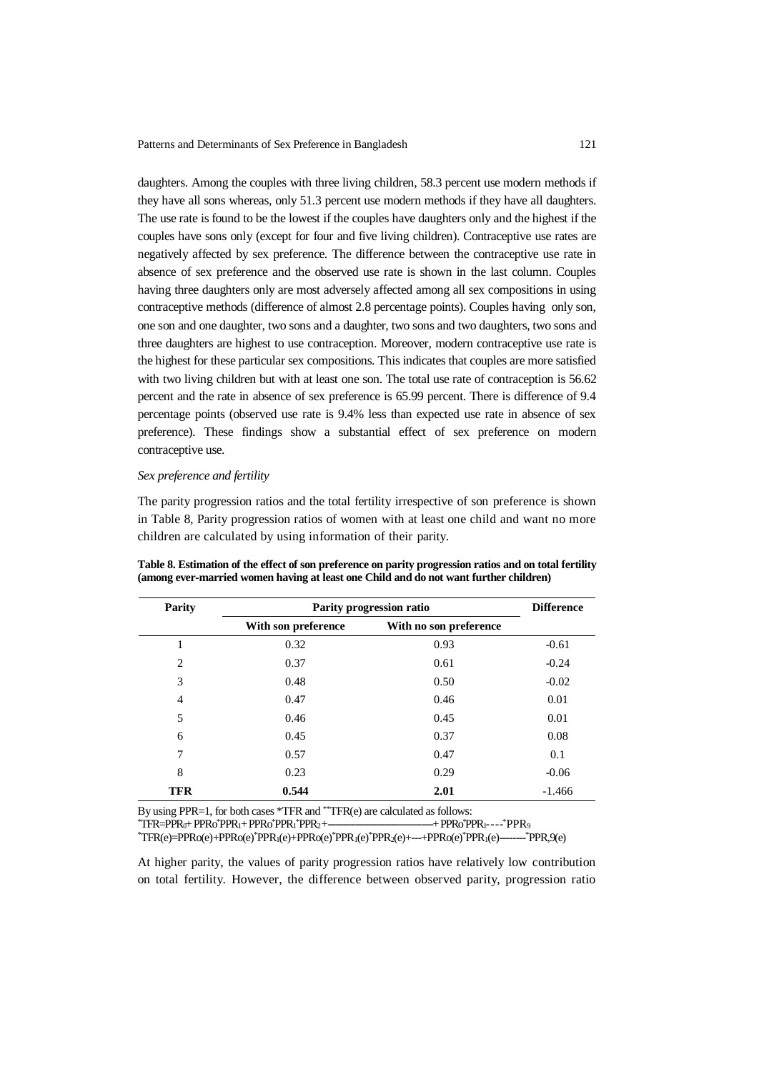daughters. Among the couples with three living children, 58.3 percent use modern methods if they have all sons whereas, only 51.3 percent use modern methods if they have all daughters. The use rate is found to be the lowest if the couples have daughters only and the highest if the couples have sons only (except for four and five living children). Contraceptive use rates are negatively affected by sex preference. The difference between the contraceptive use rate in absence of sex preference and the observed use rate is shown in the last column. Couples having three daughters only are most adversely affected among all sex compositions in using contraceptive methods (difference of almost 2.8 percentage points). Couples having only son, one son and one daughter, two sons and a daughter, two sons and two daughters, two sons and three daughters are highest to use contraception. Moreover, modern contraceptive use rate is the highest for these particular sex compositions. This indicates that couples are more satisfied with two living children but with at least one son. The total use rate of contraception is 56.62 percent and the rate in absence of sex preference is 65.99 percent. There is difference of 9.4 percentage points (observed use rate is 9.4% less than expected use rate in absence of sex preference). These findings show a substantial effect of sex preference on modern contraceptive use.

*Sex preference and fertility*

The parity progression ratios and the total fertility irrespective of son preference is shown in Table 8, Parity progression ratios of women with at least one child and want no more children are calculated by using information of their parity.

**Table 8. Estimation of the effect of son preference on parity progression ratios and on total fertility (among ever-married women having at least one Child and do not want further children)**

| Parity | Parity progression ratio | | Difference |
|---|---|---|---|
| | With son preference | With no son preference | |
| 1 | 0.32 | 0.93 | -0.61 |
| 2 | 0.37 | 0.61 | -0.24 |
| 3 | 0.48 | 0.50 | -0.02 |
| 4 | 0.47 | 0.46 | 0.01 |
| 5 | 0.46 | 0.45 | 0.01 |
| 6 | 0.45 | 0.37 | 0.08 |
| 7 | 0.57 | 0.47 | 0.1 |
| 8 | 0.23 | 0.29 | -0.06 |
| **TFR** | **0.544** | **2.01** | -1.466 |

By using PPR=1, for both cases *TFR and **TFR(e) are calculated as follows:

$^{*}TFR=PPR_0+PPR_0{}^{*}PPR_1+PPR_0{}^{*}PPR_1{}^{*}PPR_2+\text{------}+PPR_0{}^{*}PPR_1\text{----}{}^{*}PPR_9$

$^{*}TFR(e)=PPR_0(e)+PPR_0(e)^{*}PPR_1(e)+PPR_0(e)^{*}PPR_1(e)^{*}PPR_2(e)+\text{---}+PPR_0(e)^{*}PPR_1(e)\text{--------}{}^{*}PPR_9(e)$

At higher parity, the values of parity progression ratios have relatively low contribution on total fertility. However, the difference between observed parity, progression ratio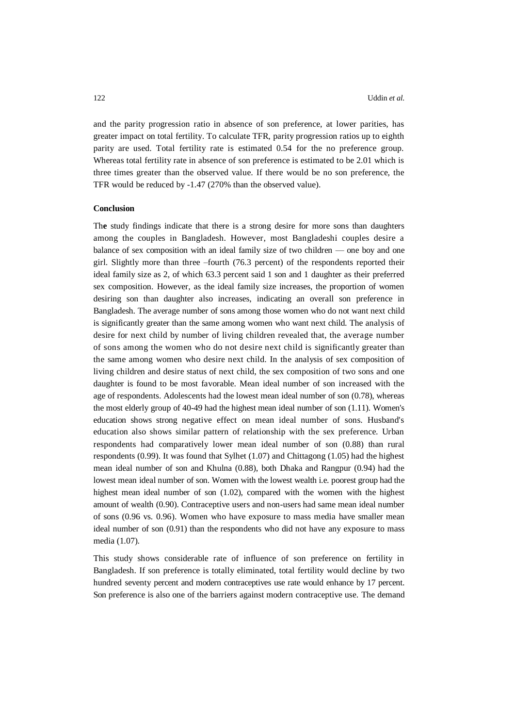and the parity progression ratio in absence of son preference, at lower parities, has greater impact on total fertility. To calculate TFR, parity progression ratios up to eighth parity are used. Total fertility rate is estimated 0.54 for the no preference group. Whereas total fertility rate in absence of son preference is estimated to be 2.01 which is three times greater than the observed value. If there would be no son preference, the TFR would be reduced by -1.47 (270% than the observed value).

**Conclusion**

The study findings indicate that there is a strong desire for more sons than daughters among the couples in Bangladesh. However, most Bangladeshi couples desire a balance of sex composition with an ideal family size of two children — one boy and one girl. Slightly more than three –fourth (76.3 percent) of the respondents reported their ideal family size as 2, of which 63.3 percent said 1 son and 1 daughter as their preferred sex composition. However, as the ideal family size increases, the proportion of women desiring son than daughter also increases, indicating an overall son preference in Bangladesh. The average number of sons among those women who do not want next child is significantly greater than the same among women who want next child. The analysis of desire for next child by number of living children revealed that, the average number of sons among the women who do not desire next child is significantly greater than the same among women who desire next child. In the analysis of sex composition of living children and desire status of next child, the sex composition of two sons and one daughter is found to be most favorable. Mean ideal number of son increased with the age of respondents. Adolescents had the lowest mean ideal number of son (0.78), whereas the most elderly group of 40-49 had the highest mean ideal number of son (1.11). Women's education shows strong negative effect on mean ideal number of sons. Husband's education also shows similar pattern of relationship with the sex preference. Urban respondents had comparatively lower mean ideal number of son (0.88) than rural respondents (0.99). It was found that Sylhet (1.07) and Chittagong (1.05) had the highest mean ideal number of son and Khulna (0.88), both Dhaka and Rangpur (0.94) had the lowest mean ideal number of son. Women with the lowest wealth i.e. poorest group had the highest mean ideal number of son (1.02), compared with the women with the highest amount of wealth (0.90). Contraceptive users and non-users had same mean ideal number of sons (0.96 vs. 0.96). Women who have exposure to mass media have smaller mean ideal number of son (0.91) than the respondents who did not have any exposure to mass media (1.07).

This study shows considerable rate of influence of son preference on fertility in Bangladesh. If son preference is totally eliminated, total fertility would decline by two hundred seventy percent and modern contraceptives use rate would enhance by 17 percent. Son preference is also one of the barriers against modern contraceptive use. The demand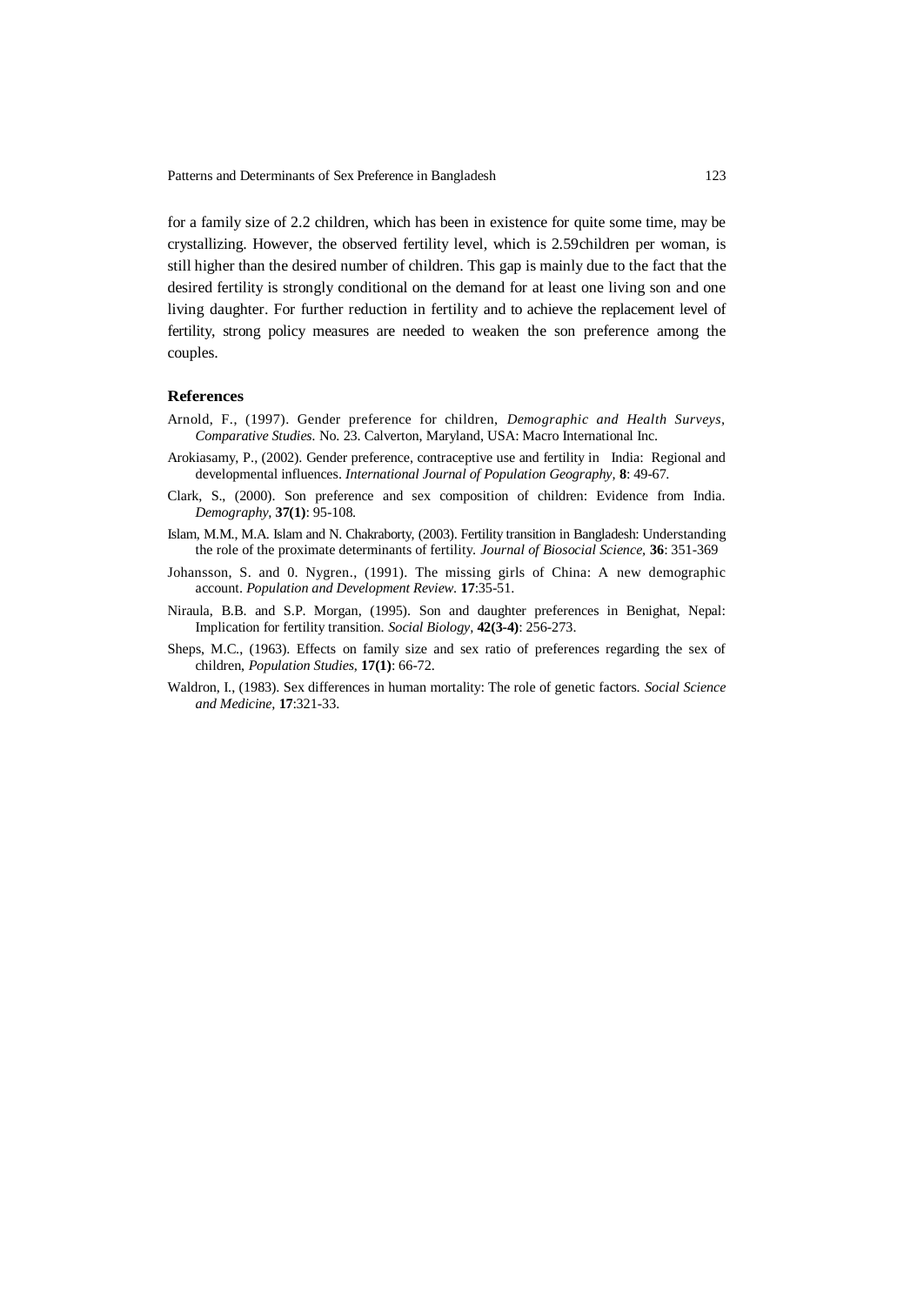for a family size of 2.2 children, which has been in existence for quite some time, may be crystallizing. However, the observed fertility level, which is 2.59children per woman, is still higher than the desired number of children. This gap is mainly due to the fact that the desired fertility is strongly conditional on the demand for at least one living son and one living daughter. For further reduction in fertility and to achieve the replacement level of fertility, strong policy measures are needed to weaken the son preference among the couples.

## References

Arnold, F., (1997). Gender preference for children, *Demographic and Health Surveys, Comparative Studies*. No. 23. Calverton, Maryland, USA: Macro International Inc.

Arokiasamy, P., (2002). Gender preference, contraceptive use and fertility in India: Regional and developmental influences. *International Journal of Population Geography*, **8**: 49-67.

Clark, S., (2000). Son preference and sex composition of children: Evidence from India. *Demography*, **37(1)**: 95-108.

Islam, M.M., M.A. Islam and N. Chakraborty, (2003). Fertility transition in Bangladesh: Understanding the role of the proximate determinants of fertility. *Journal of Biosocial Science*, **36**: 351-369

Johansson, S. and 0. Nygren., (1991). The missing girls of China: A new demographic account. *Population and Development Review*. **17**:35-51.

Niraula, B.B. and S.P. Morgan, (1995). Son and daughter preferences in Benighat, Nepal: Implication for fertility transition. *Social Biology*, **42(3-4)**: 256-273.

Sheps, M.C., (1963). Effects on family size and sex ratio of preferences regarding the sex of children, *Population Studies*, **17(1)**: 66-72.

Waldron, I., (1983). Sex differences in human mortality: The role of genetic factors. *Social Science and Medicine*, **17**:321-33.